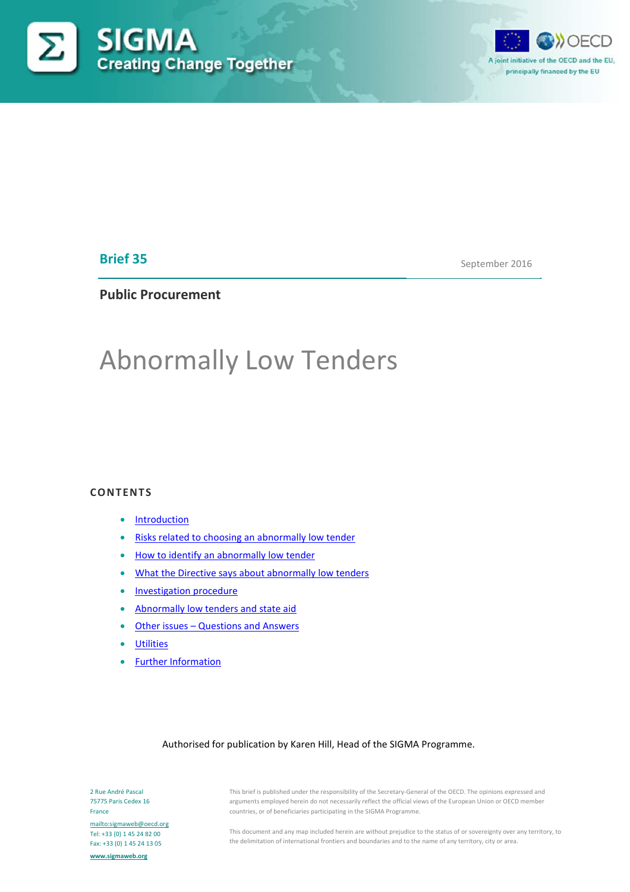SIGMA
Creating Change Together

A joint initiative of the OECD and the EU, principally financed by the EU

**Brief 35**

September 2016

**Public Procurement**

# Abnormally Low Tenders

## CONTENTS

- Introduction
- Risks related to choosing an abnormally low tender
- How to identify an abnormally low tender
- What the Directive says about abnormally low tenders
- Investigation procedure
- Abnormally low tenders and state aid
- Other issues – Questions and Answers
- Utilities
- Further Information

Authorised for publication by Karen Hill, Head of the SIGMA Programme.

2 Rue André Pascal
75775 Paris Cedex 16
France
mailto:sigmaweb@oecd.org
Tel: +33 (0) 1 45 24 82 00
Fax: +33 (0) 1 45 24 13 05
www.sigmaweb.org

This brief is published under the responsibility of the Secretary-General of the OECD. The opinions expressed and arguments employed herein do not necessarily reflect the official views of the European Union or OECD member countries, or of beneficiaries participating in the SIGMA Programme.

This document and any map included herein are without prejudice to the status of or sovereignty over any territory, to the delimitation of international frontiers and boundaries and to the name of any territory, city or area.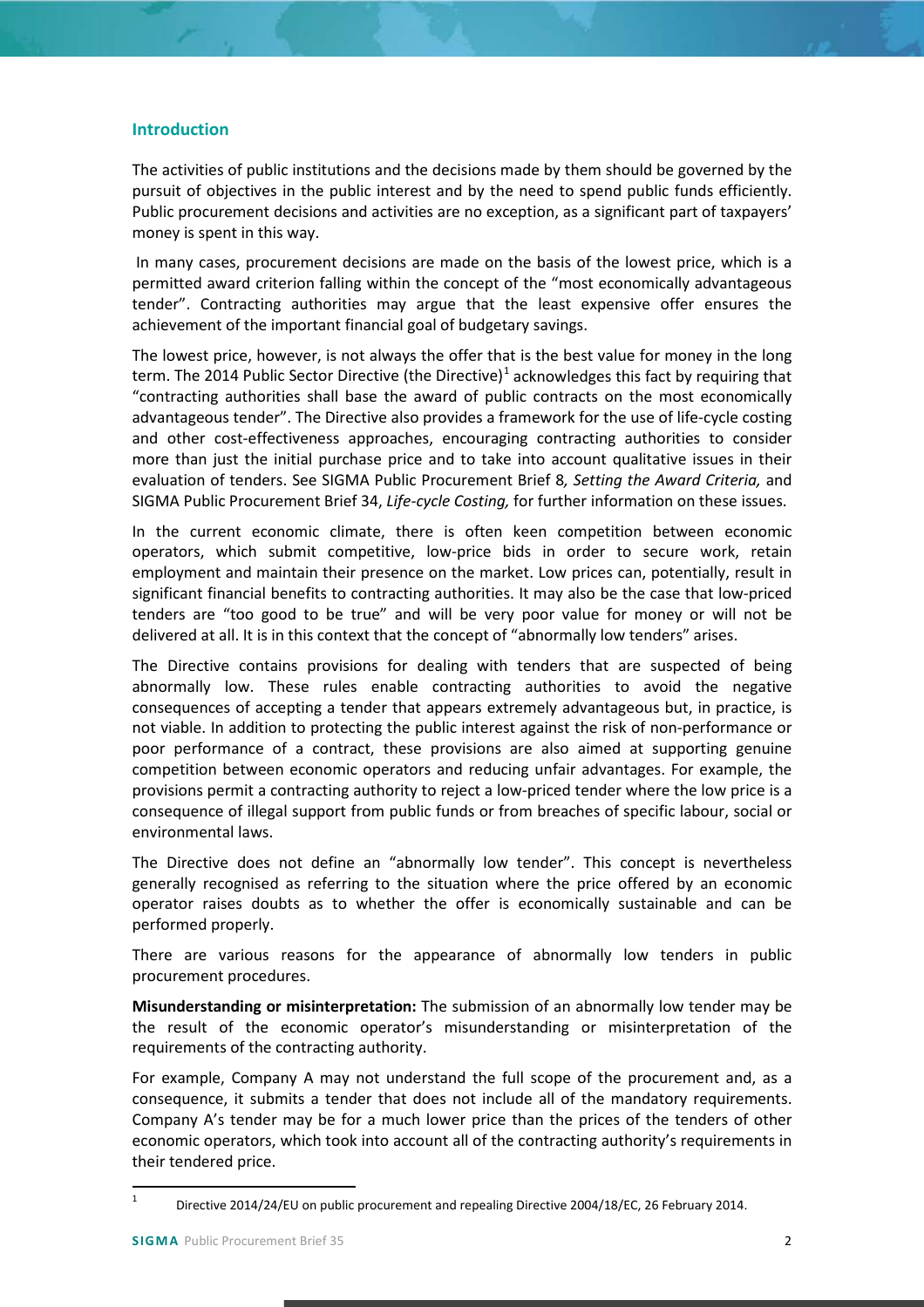## Introduction

The activities of public institutions and the decisions made by them should be governed by the pursuit of objectives in the public interest and by the need to spend public funds efficiently. Public procurement decisions and activities are no exception, as a significant part of taxpayers' money is spent in this way.

In many cases, procurement decisions are made on the basis of the lowest price, which is a permitted award criterion falling within the concept of the "most economically advantageous tender". Contracting authorities may argue that the least expensive offer ensures the achievement of the important financial goal of budgetary savings.

The lowest price, however, is not always the offer that is the best value for money in the long term. The 2014 Public Sector Directive (the Directive)[1] acknowledges this fact by requiring that "contracting authorities shall base the award of public contracts on the most economically advantageous tender". The Directive also provides a framework for the use of life-cycle costing and other cost-effectiveness approaches, encouraging contracting authorities to consider more than just the initial purchase price and to take into account qualitative issues in their evaluation of tenders. See SIGMA Public Procurement Brief 8*, Setting the Award Criteria,* and SIGMA Public Procurement Brief 34, *Life-cycle Costing,* for further information on these issues.

In the current economic climate, there is often keen competition between economic operators, which submit competitive, low-price bids in order to secure work, retain employment and maintain their presence on the market. Low prices can, potentially, result in significant financial benefits to contracting authorities. It may also be the case that low-priced tenders are "too good to be true" and will be very poor value for money or will not be delivered at all. It is in this context that the concept of "abnormally low tenders" arises.

The Directive contains provisions for dealing with tenders that are suspected of being abnormally low. These rules enable contracting authorities to avoid the negative consequences of accepting a tender that appears extremely advantageous but, in practice, is not viable. In addition to protecting the public interest against the risk of non-performance or poor performance of a contract, these provisions are also aimed at supporting genuine competition between economic operators and reducing unfair advantages. For example, the provisions permit a contracting authority to reject a low-priced tender where the low price is a consequence of illegal support from public funds or from breaches of specific labour, social or environmental laws.

The Directive does not define an "abnormally low tender". This concept is nevertheless generally recognised as referring to the situation where the price offered by an economic operator raises doubts as to whether the offer is economically sustainable and can be performed properly.

There are various reasons for the appearance of abnormally low tenders in public procurement procedures.

**Misunderstanding or misinterpretation:** The submission of an abnormally low tender may be the result of the economic operator's misunderstanding or misinterpretation of the requirements of the contracting authority.

For example, Company A may not understand the full scope of the procurement and, as a consequence, it submits a tender that does not include all of the mandatory requirements. Company A's tender may be for a much lower price than the prices of the tenders of other economic operators, which took into account all of the contracting authority's requirements in their tendered price.

---

[1] Directive 2014/24/EU on public procurement and repealing Directive 2004/18/EC, 26 February 2014.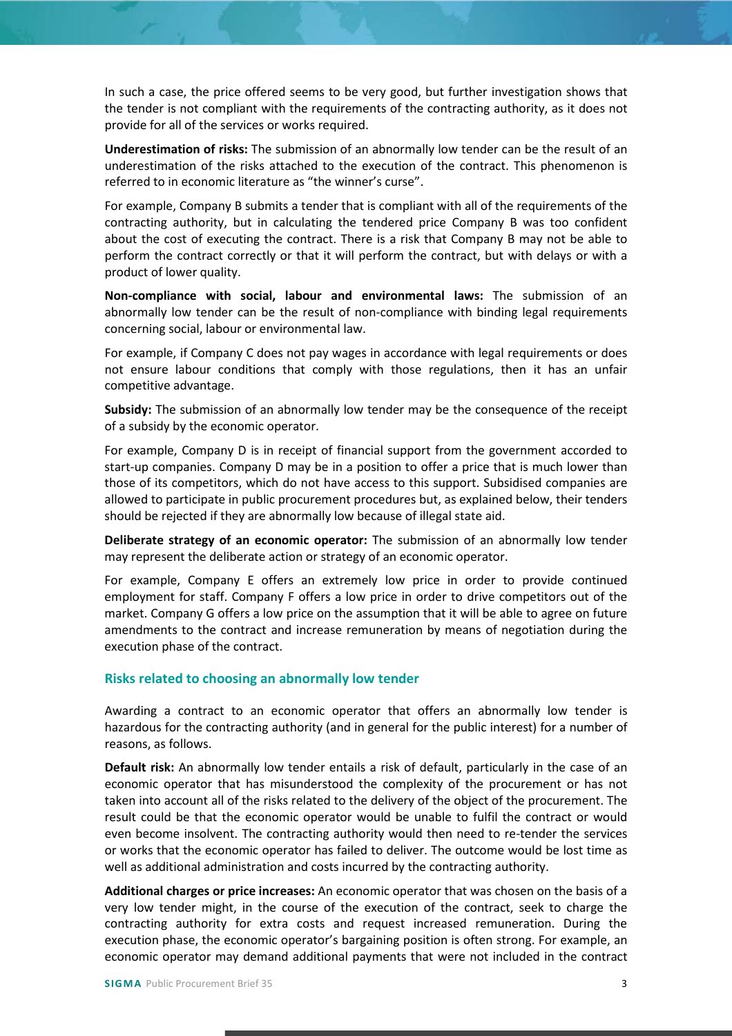In such a case, the price offered seems to be very good, but further investigation shows that the tender is not compliant with the requirements of the contracting authority, as it does not provide for all of the services or works required.

**Underestimation of risks:** The submission of an abnormally low tender can be the result of an underestimation of the risks attached to the execution of the contract. This phenomenon is referred to in economic literature as "the winner's curse".

For example, Company B submits a tender that is compliant with all of the requirements of the contracting authority, but in calculating the tendered price Company B was too confident about the cost of executing the contract. There is a risk that Company B may not be able to perform the contract correctly or that it will perform the contract, but with delays or with a product of lower quality.

**Non-compliance with social, labour and environmental laws:** The submission of an abnormally low tender can be the result of non-compliance with binding legal requirements concerning social, labour or environmental law.

For example, if Company C does not pay wages in accordance with legal requirements or does not ensure labour conditions that comply with those regulations, then it has an unfair competitive advantage.

**Subsidy:** The submission of an abnormally low tender may be the consequence of the receipt of a subsidy by the economic operator.

For example, Company D is in receipt of financial support from the government accorded to start-up companies. Company D may be in a position to offer a price that is much lower than those of its competitors, which do not have access to this support. Subsidised companies are allowed to participate in public procurement procedures but, as explained below, their tenders should be rejected if they are abnormally low because of illegal state aid.

**Deliberate strategy of an economic operator:** The submission of an abnormally low tender may represent the deliberate action or strategy of an economic operator.

For example, Company E offers an extremely low price in order to provide continued employment for staff. Company F offers a low price in order to drive competitors out of the market. Company G offers a low price on the assumption that it will be able to agree on future amendments to the contract and increase remuneration by means of negotiation during the execution phase of the contract.

### Risks related to choosing an abnormally low tender

Awarding a contract to an economic operator that offers an abnormally low tender is hazardous for the contracting authority (and in general for the public interest) for a number of reasons, as follows.

**Default risk:** An abnormally low tender entails a risk of default, particularly in the case of an economic operator that has misunderstood the complexity of the procurement or has not taken into account all of the risks related to the delivery of the object of the procurement. The result could be that the economic operator would be unable to fulfil the contract or would even become insolvent. The contracting authority would then need to re-tender the services or works that the economic operator has failed to deliver. The outcome would be lost time as well as additional administration and costs incurred by the contracting authority.

**Additional charges or price increases:** An economic operator that was chosen on the basis of a very low tender might, in the course of the execution of the contract, seek to charge the contracting authority for extra costs and request increased remuneration. During the execution phase, the economic operator's bargaining position is often strong. For example, an economic operator may demand additional payments that were not included in the contract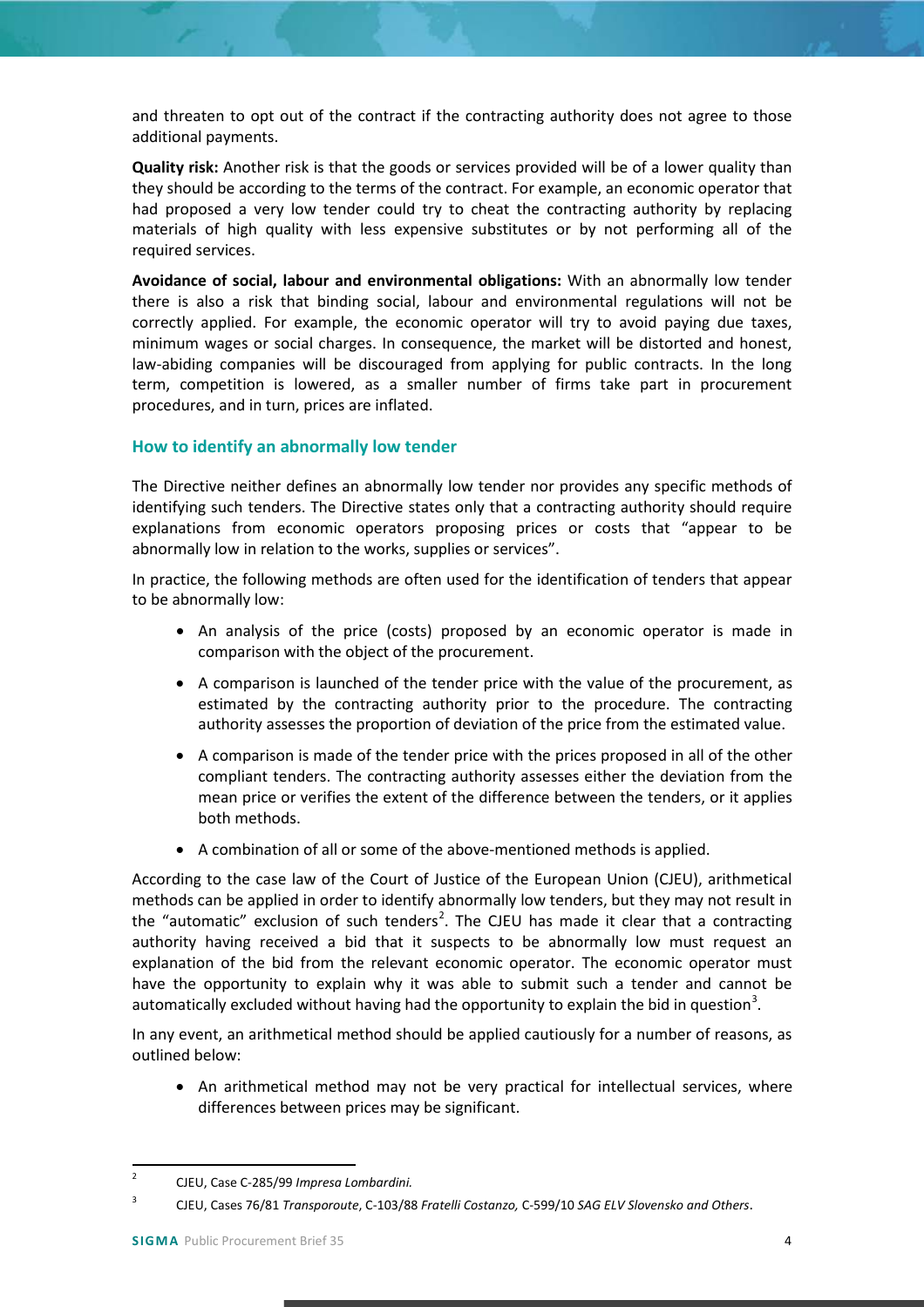and threaten to opt out of the contract if the contracting authority does not agree to those additional payments.

**Quality risk:** Another risk is that the goods or services provided will be of a lower quality than they should be according to the terms of the contract. For example, an economic operator that had proposed a very low tender could try to cheat the contracting authority by replacing materials of high quality with less expensive substitutes or by not performing all of the required services.

**Avoidance of social, labour and environmental obligations:** With an abnormally low tender there is also a risk that binding social, labour and environmental regulations will not be correctly applied. For example, the economic operator will try to avoid paying due taxes, minimum wages or social charges. In consequence, the market will be distorted and honest, law-abiding companies will be discouraged from applying for public contracts. In the long term, competition is lowered, as a smaller number of firms take part in procurement procedures, and in turn, prices are inflated.

### How to identify an abnormally low tender

The Directive neither defines an abnormally low tender nor provides any specific methods of identifying such tenders. The Directive states only that a contracting authority should require explanations from economic operators proposing prices or costs that "appear to be abnormally low in relation to the works, supplies or services".

In practice, the following methods are often used for the identification of tenders that appear to be abnormally low:

- An analysis of the price (costs) proposed by an economic operator is made in comparison with the object of the procurement.
- A comparison is launched of the tender price with the value of the procurement, as estimated by the contracting authority prior to the procedure. The contracting authority assesses the proportion of deviation of the price from the estimated value.
- A comparison is made of the tender price with the prices proposed in all of the other compliant tenders. The contracting authority assesses either the deviation from the mean price or verifies the extent of the difference between the tenders, or it applies both methods.
- A combination of all or some of the above-mentioned methods is applied.

According to the case law of the Court of Justice of the European Union (CJEU), arithmetical methods can be applied in order to identify abnormally low tenders, but they may not result in the "automatic" exclusion of such tenders[2]. The CJEU has made it clear that a contracting authority having received a bid that it suspects to be abnormally low must request an explanation of the bid from the relevant economic operator. The economic operator must have the opportunity to explain why it was able to submit such a tender and cannot be automatically excluded without having had the opportunity to explain the bid in question[3].

In any event, an arithmetical method should be applied cautiously for a number of reasons, as outlined below:

- An arithmetical method may not be very practical for intellectual services, where differences between prices may be significant.

---

[2] CJEU, Case C-285/99 *Impresa Lombardini.*

[3] CJEU, Cases 76/81 *Transporoute*, C-103/88 *Fratelli Costanzo,* C-599/10 *SAG ELV Slovensko and Others*.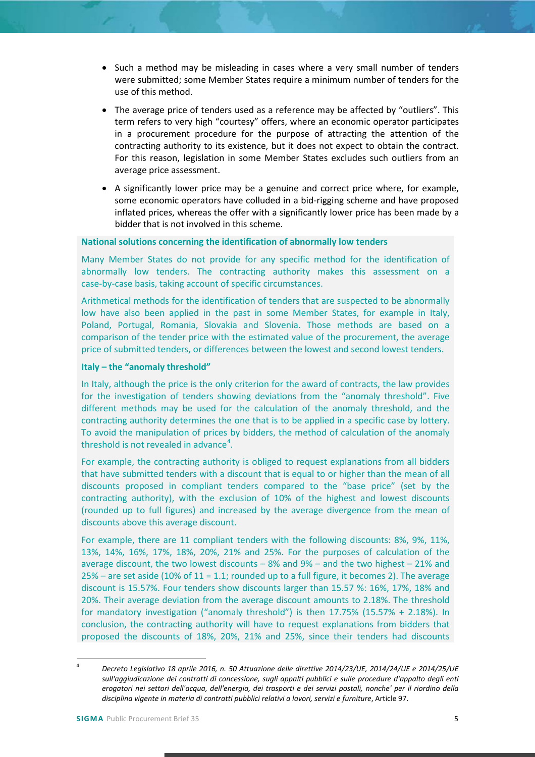- Such a method may be misleading in cases where a very small number of tenders were submitted; some Member States require a minimum number of tenders for the use of this method.
- The average price of tenders used as a reference may be affected by "outliers". This term refers to very high "courtesy" offers, where an economic operator participates in a procurement procedure for the purpose of attracting the attention of the contracting authority to its existence, but it does not expect to obtain the contract. For this reason, legislation in some Member States excludes such outliers from an average price assessment.
- A significantly lower price may be a genuine and correct price where, for example, some economic operators have colluded in a bid-rigging scheme and have proposed inflated prices, whereas the offer with a significantly lower price has been made by a bidder that is not involved in this scheme.

**National solutions concerning the identification of abnormally low tenders**

Many Member States do not provide for any specific method for the identification of abnormally low tenders. The contracting authority makes this assessment on a case-by-case basis, taking account of specific circumstances.

Arithmetical methods for the identification of tenders that are suspected to be abnormally low have also been applied in the past in some Member States, for example in Italy, Poland, Portugal, Romania, Slovakia and Slovenia. Those methods are based on a comparison of the tender price with the estimated value of the procurement, the average price of submitted tenders, or differences between the lowest and second lowest tenders.

**Italy – the "anomaly threshold"**

In Italy, although the price is the only criterion for the award of contracts, the law provides for the investigation of tenders showing deviations from the "anomaly threshold". Five different methods may be used for the calculation of the anomaly threshold, and the contracting authority determines the one that is to be applied in a specific case by lottery. To avoid the manipulation of prices by bidders, the method of calculation of the anomaly threshold is not revealed in advance[4].

For example, the contracting authority is obliged to request explanations from all bidders that have submitted tenders with a discount that is equal to or higher than the mean of all discounts proposed in compliant tenders compared to the "base price" (set by the contracting authority), with the exclusion of 10% of the highest and lowest discounts (rounded up to full figures) and increased by the average divergence from the mean of discounts above this average discount.

For example, there are 11 compliant tenders with the following discounts: 8%, 9%, 11%, 13%, 14%, 16%, 17%, 18%, 20%, 21% and 25%. For the purposes of calculation of the average discount, the two lowest discounts – 8% and 9% – and the two highest – 21% and 25% – are set aside (10% of 11 = 1.1; rounded up to a full figure, it becomes 2). The average discount is 15.57%. Four tenders show discounts larger than 15.57 %: 16%, 17%, 18% and 20%. Their average deviation from the average discount amounts to 2.18%. The threshold for mandatory investigation ("anomaly threshold") is then 17.75% (15.57% + 2.18%). In conclusion, the contracting authority will have to request explanations from bidders that proposed the discounts of 18%, 20%, 21% and 25%, since their tenders had discounts

---

[4] *Decreto Legislativo 18 aprile 2016, n. 50 Attuazione delle direttive 2014/23/UE, 2014/24/UE e 2014/25/UE sull'aggiudicazione dei contratti di concessione, sugli appalti pubblici e sulle procedure d'appalto degli enti erogatori nei settori dell'acqua, dell'energia, dei trasporti e dei servizi postali, nonche' per il riordino della disciplina vigente in materia di contratti pubblici relativi a lavori, servizi e furniture*, Article 97.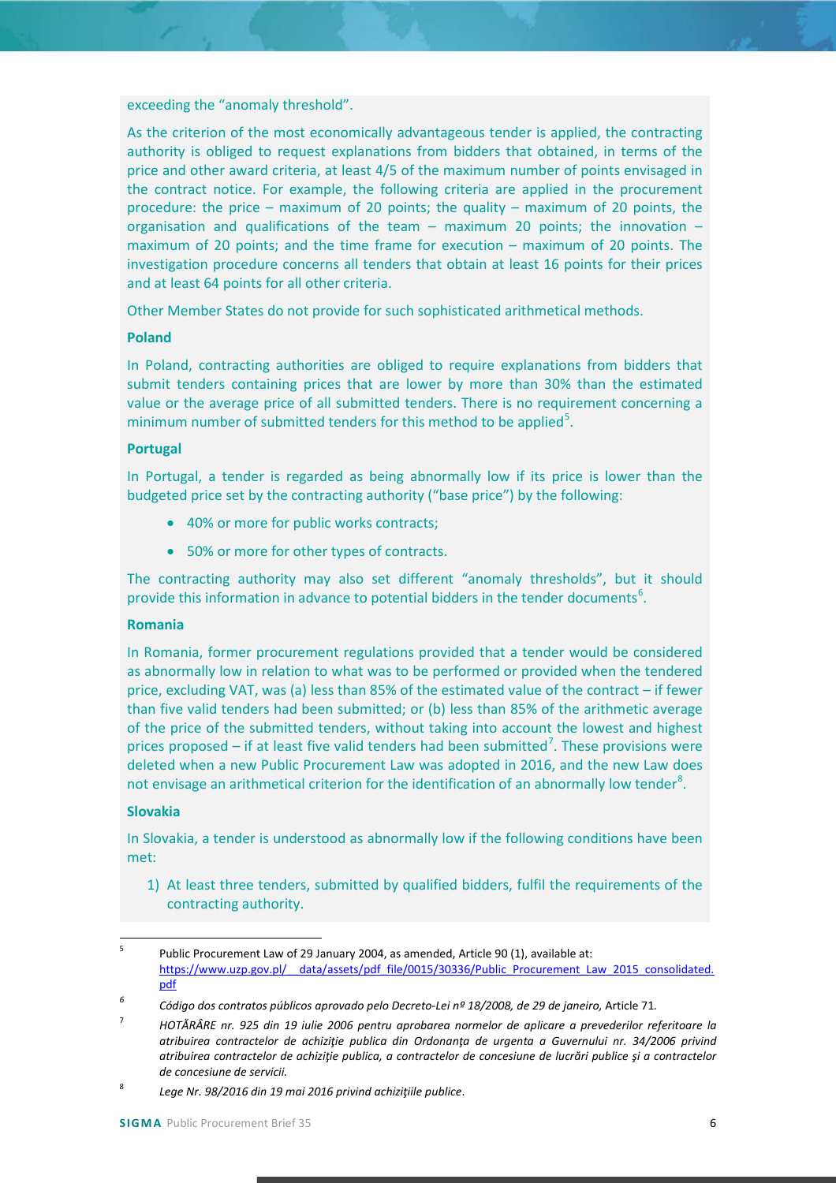exceeding the “anomaly threshold”.

As the criterion of the most economically advantageous tender is applied, the contracting authority is obliged to request explanations from bidders that obtained, in terms of the price and other award criteria, at least 4/5 of the maximum number of points envisaged in the contract notice. For example, the following criteria are applied in the procurement procedure: the price – maximum of 20 points; the quality – maximum of 20 points, the organisation and qualifications of the team – maximum 20 points; the innovation – maximum of 20 points; and the time frame for execution – maximum of 20 points. The investigation procedure concerns all tenders that obtain at least 16 points for their prices and at least 64 points for all other criteria.

Other Member States do not provide for such sophisticated arithmetical methods.

**Poland**

In Poland, contracting authorities are obliged to require explanations from bidders that submit tenders containing prices that are lower by more than 30% than the estimated value or the average price of all submitted tenders. There is no requirement concerning a minimum number of submitted tenders for this method to be applied[5].

**Portugal**

In Portugal, a tender is regarded as being abnormally low if its price is lower than the budgeted price set by the contracting authority (“base price”) by the following:

- 40% or more for public works contracts;
- 50% or more for other types of contracts.

The contracting authority may also set different “anomaly thresholds”, but it should provide this information in advance to potential bidders in the tender documents[6].

**Romania**

In Romania, former procurement regulations provided that a tender would be considered as abnormally low in relation to what was to be performed or provided when the tendered price, excluding VAT, was (a) less than 85% of the estimated value of the contract – if fewer than five valid tenders had been submitted; or (b) less than 85% of the arithmetic average of the price of the submitted tenders, without taking into account the lowest and highest prices proposed – if at least five valid tenders had been submitted[7]. These provisions were deleted when a new Public Procurement Law was adopted in 2016, and the new Law does not envisage an arithmetical criterion for the identification of an abnormally low tender[8].

**Slovakia**

In Slovakia, a tender is understood as abnormally low if the following conditions have been met:

1) At least three tenders, submitted by qualified bidders, fulfil the requirements of the contracting authority.

---

[5] Public Procurement Law of 29 January 2004, as amended, Article 90 (1), available at: https://www.uzp.gov.pl/__data/assets/pdf_file/0015/30336/Public_Procurement_Law_2015_consolidated.pdf

[6] *Código dos contratos públicos aprovado pelo Decreto-Lei nº 18/2008, de 29 de janeiro,* Article 71.

[7] *HOTĂRÂRE nr. 925 din 19 iulie 2006 pentru aprobarea normelor de aplicare a prevederilor referitoare la atribuirea contractelor de achiziţie publica din Ordonanţa de urgenta a Guvernului nr. 34/2006 privind atribuirea contractelor de achiziţie publica, a contractelor de concesiune de lucrări publice şi a contractelor de concesiune de servicii.*

[8] *Lege Nr. 98/2016 din 19 mai 2016 privind achiziţiile publice*.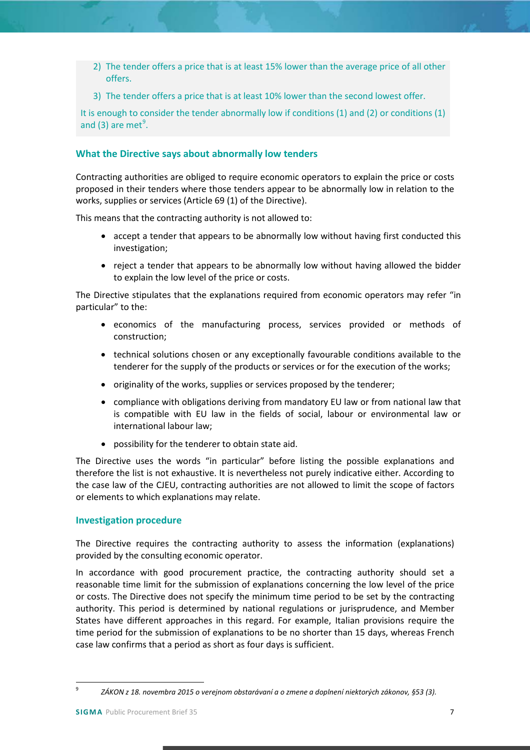2) The tender offers a price that is at least 15% lower than the average price of all other offers.

3) The tender offers a price that is at least 10% lower than the second lowest offer.

It is enough to consider the tender abnormally low if conditions (1) and (2) or conditions (1) and (3) are met[9].

### What the Directive says about abnormally low tenders

Contracting authorities are obliged to require economic operators to explain the price or costs proposed in their tenders where those tenders appear to be abnormally low in relation to the works, supplies or services (Article 69 (1) of the Directive).

This means that the contracting authority is not allowed to:

- accept a tender that appears to be abnormally low without having first conducted this investigation;
- reject a tender that appears to be abnormally low without having allowed the bidder to explain the low level of the price or costs.

The Directive stipulates that the explanations required from economic operators may refer "in particular" to the:

- economics of the manufacturing process, services provided or methods of construction;
- technical solutions chosen or any exceptionally favourable conditions available to the tenderer for the supply of the products or services or for the execution of the works;
- originality of the works, supplies or services proposed by the tenderer;
- compliance with obligations deriving from mandatory EU law or from national law that is compatible with EU law in the fields of social, labour or environmental law or international labour law;
- possibility for the tenderer to obtain state aid.

The Directive uses the words "in particular" before listing the possible explanations and therefore the list is not exhaustive. It is nevertheless not purely indicative either. According to the case law of the CJEU, contracting authorities are not allowed to limit the scope of factors or elements to which explanations may relate.

### Investigation procedure

The Directive requires the contracting authority to assess the information (explanations) provided by the consulting economic operator.

In accordance with good procurement practice, the contracting authority should set a reasonable time limit for the submission of explanations concerning the low level of the price or costs. The Directive does not specify the minimum time period to be set by the contracting authority. This period is determined by national regulations or jurisprudence, and Member States have different approaches in this regard. For example, Italian provisions require the time period for the submission of explanations to be no shorter than 15 days, whereas French case law confirms that a period as short as four days is sufficient.

---

[9] *ZÁKON z 18. novembra 2015 o verejnom obstarávaní a o zmene a doplnení niektorých zákonov, §53 (3).*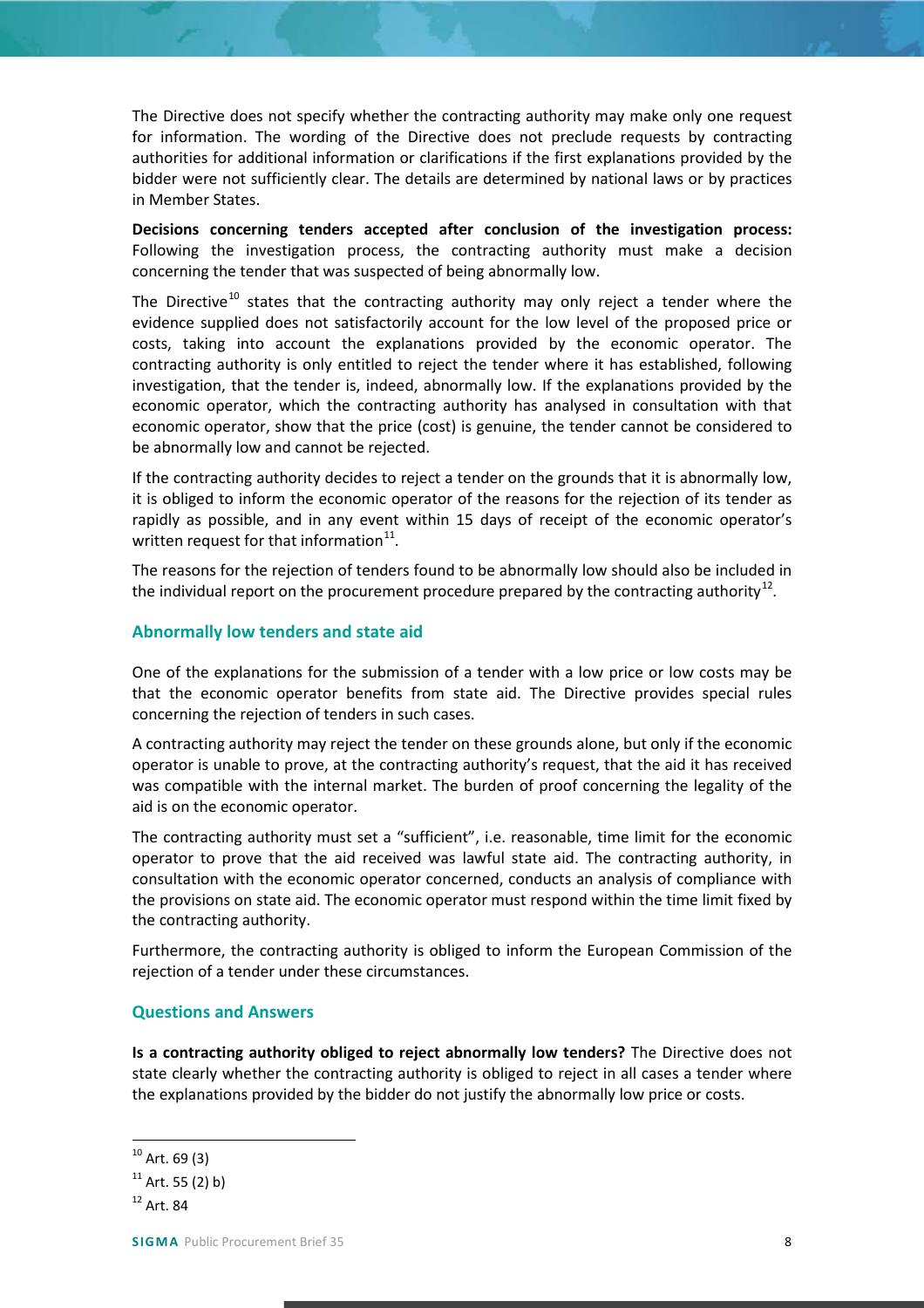The Directive does not specify whether the contracting authority may make only one request for information. The wording of the Directive does not preclude requests by contracting authorities for additional information or clarifications if the first explanations provided by the bidder were not sufficiently clear. The details are determined by national laws or by practices in Member States.

**Decisions concerning tenders accepted after conclusion of the investigation process:** Following the investigation process, the contracting authority must make a decision concerning the tender that was suspected of being abnormally low.

The Directive[10] states that the contracting authority may only reject a tender where the evidence supplied does not satisfactorily account for the low level of the proposed price or costs, taking into account the explanations provided by the economic operator. The contracting authority is only entitled to reject the tender where it has established, following investigation, that the tender is, indeed, abnormally low. If the explanations provided by the economic operator, which the contracting authority has analysed in consultation with that economic operator, show that the price (cost) is genuine, the tender cannot be considered to be abnormally low and cannot be rejected.

If the contracting authority decides to reject a tender on the grounds that it is abnormally low, it is obliged to inform the economic operator of the reasons for the rejection of its tender as rapidly as possible, and in any event within 15 days of receipt of the economic operator's written request for that information[11].

The reasons for the rejection of tenders found to be abnormally low should also be included in the individual report on the procurement procedure prepared by the contracting authority[12].

### Abnormally low tenders and state aid

One of the explanations for the submission of a tender with a low price or low costs may be that the economic operator benefits from state aid. The Directive provides special rules concerning the rejection of tenders in such cases.

A contracting authority may reject the tender on these grounds alone, but only if the economic operator is unable to prove, at the contracting authority's request, that the aid it has received was compatible with the internal market. The burden of proof concerning the legality of the aid is on the economic operator.

The contracting authority must set a "sufficient", i.e. reasonable, time limit for the economic operator to prove that the aid received was lawful state aid. The contracting authority, in consultation with the economic operator concerned, conducts an analysis of compliance with the provisions on state aid. The economic operator must respond within the time limit fixed by the contracting authority.

Furthermore, the contracting authority is obliged to inform the European Commission of the rejection of a tender under these circumstances.

### Questions and Answers

**Is a contracting authority obliged to reject abnormally low tenders?** The Directive does not state clearly whether the contracting authority is obliged to reject in all cases a tender where the explanations provided by the bidder do not justify the abnormally low price or costs.

---

[10] Art. 69 (3)

[11] Art. 55 (2) b)

[12] Art. 84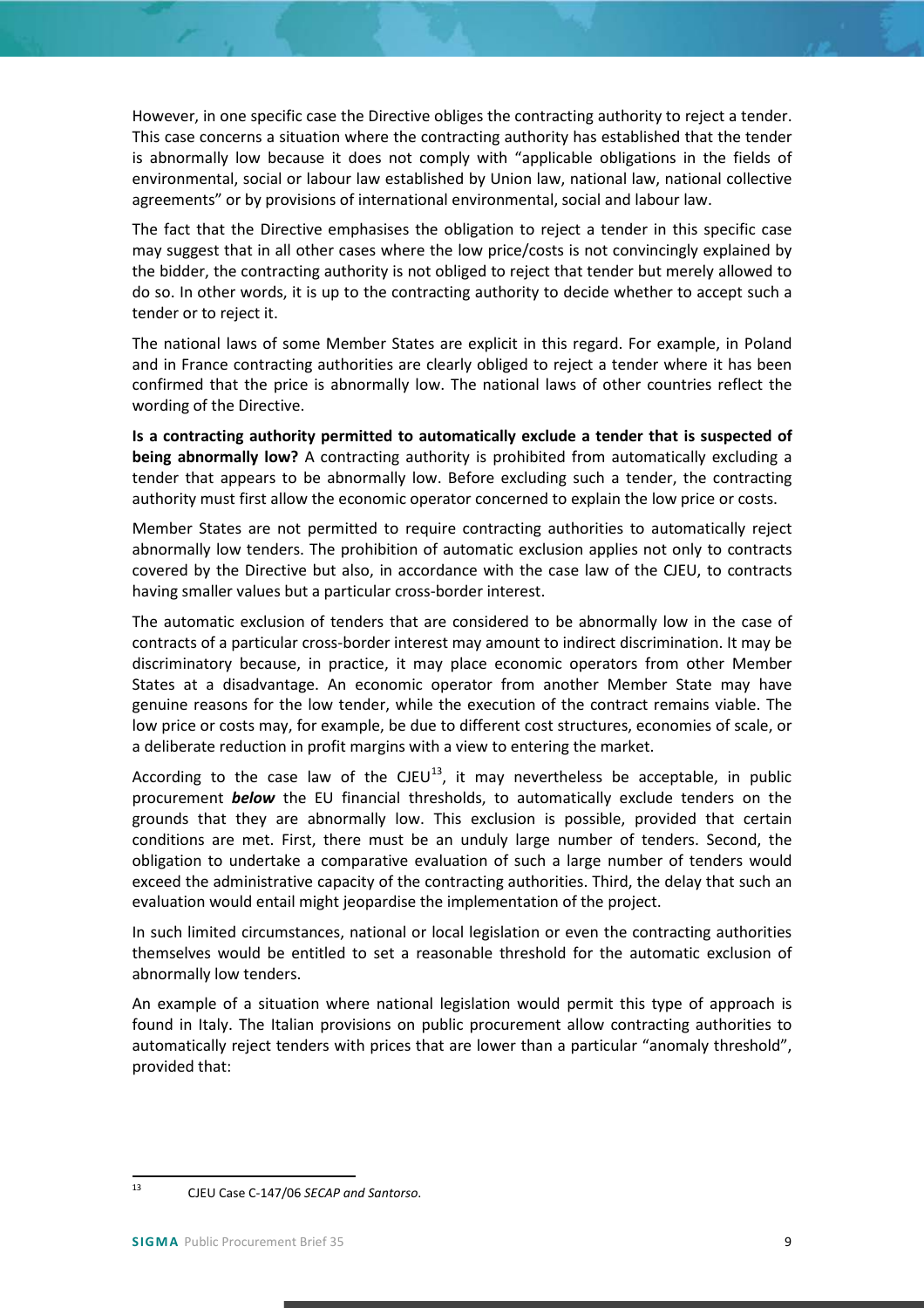However, in one specific case the Directive obliges the contracting authority to reject a tender. This case concerns a situation where the contracting authority has established that the tender is abnormally low because it does not comply with "applicable obligations in the fields of environmental, social or labour law established by Union law, national law, national collective agreements" or by provisions of international environmental, social and labour law.

The fact that the Directive emphasises the obligation to reject a tender in this specific case may suggest that in all other cases where the low price/costs is not convincingly explained by the bidder, the contracting authority is not obliged to reject that tender but merely allowed to do so. In other words, it is up to the contracting authority to decide whether to accept such a tender or to reject it.

The national laws of some Member States are explicit in this regard. For example, in Poland and in France contracting authorities are clearly obliged to reject a tender where it has been confirmed that the price is abnormally low. The national laws of other countries reflect the wording of the Directive.

**Is a contracting authority permitted to automatically exclude a tender that is suspected of being abnormally low?** A contracting authority is prohibited from automatically excluding a tender that appears to be abnormally low. Before excluding such a tender, the contracting authority must first allow the economic operator concerned to explain the low price or costs.

Member States are not permitted to require contracting authorities to automatically reject abnormally low tenders. The prohibition of automatic exclusion applies not only to contracts covered by the Directive but also, in accordance with the case law of the CJEU, to contracts having smaller values but a particular cross-border interest.

The automatic exclusion of tenders that are considered to be abnormally low in the case of contracts of a particular cross-border interest may amount to indirect discrimination. It may be discriminatory because, in practice, it may place economic operators from other Member States at a disadvantage. An economic operator from another Member State may have genuine reasons for the low tender, while the execution of the contract remains viable. The low price or costs may, for example, be due to different cost structures, economies of scale, or a deliberate reduction in profit margins with a view to entering the market.

According to the case law of the CJEU[13], it may nevertheless be acceptable, in public procurement ***below*** the EU financial thresholds, to automatically exclude tenders on the grounds that they are abnormally low. This exclusion is possible, provided that certain conditions are met. First, there must be an unduly large number of tenders. Second, the obligation to undertake a comparative evaluation of such a large number of tenders would exceed the administrative capacity of the contracting authorities. Third, the delay that such an evaluation would entail might jeopardise the implementation of the project.

In such limited circumstances, national or local legislation or even the contracting authorities themselves would be entitled to set a reasonable threshold for the automatic exclusion of abnormally low tenders.

An example of a situation where national legislation would permit this type of approach is found in Italy. The Italian provisions on public procurement allow contracting authorities to automatically reject tenders with prices that are lower than a particular "anomaly threshold", provided that:

---

[13] CJEU Case C-147/06 *SECAP and Santorso*.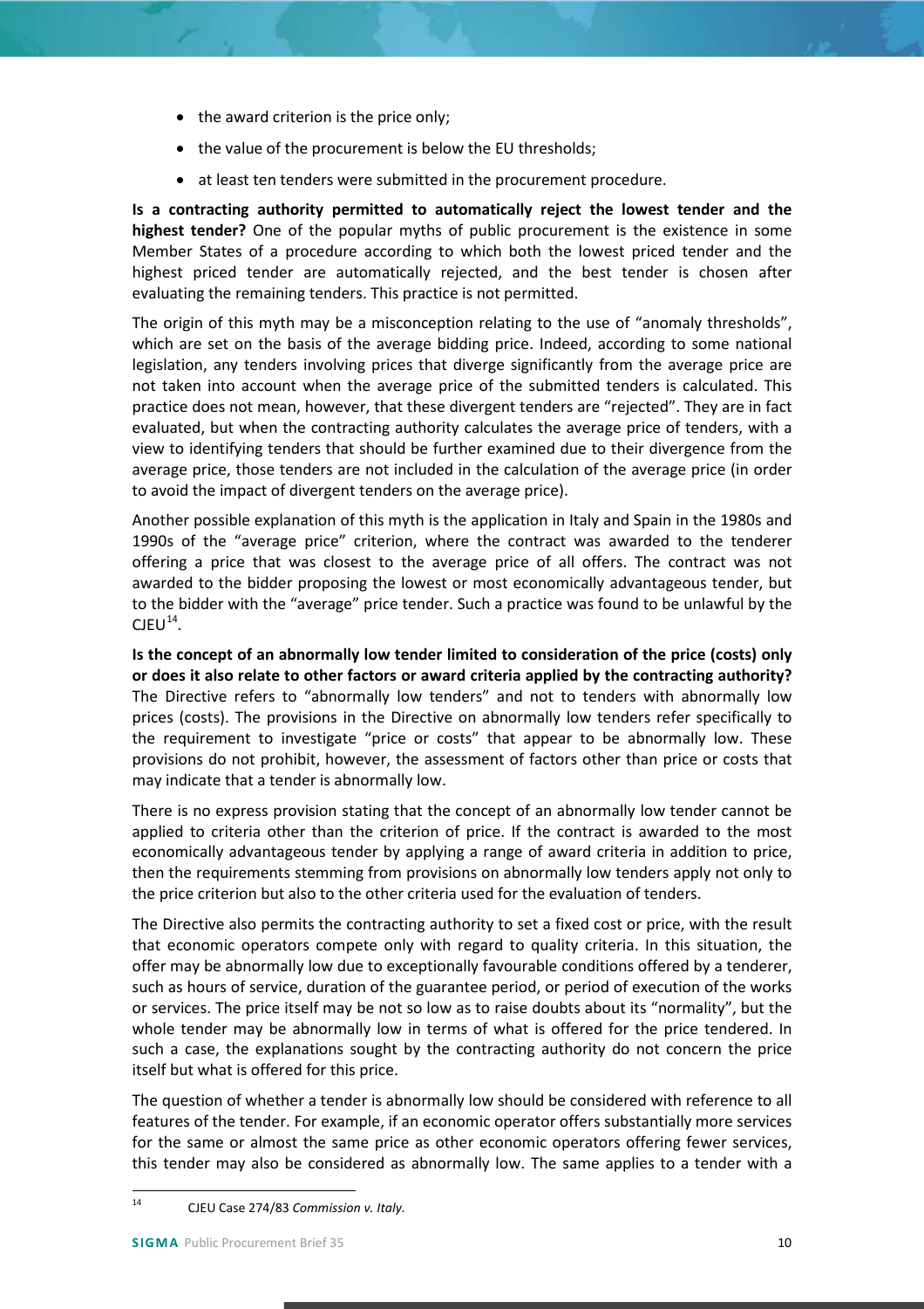- the award criterion is the price only;
- the value of the procurement is below the EU thresholds;
- at least ten tenders were submitted in the procurement procedure.

**Is a contracting authority permitted to automatically reject the lowest tender and the highest tender?** One of the popular myths of public procurement is the existence in some Member States of a procedure according to which both the lowest priced tender and the highest priced tender are automatically rejected, and the best tender is chosen after evaluating the remaining tenders. This practice is not permitted.

The origin of this myth may be a misconception relating to the use of "anomaly thresholds", which are set on the basis of the average bidding price. Indeed, according to some national legislation, any tenders involving prices that diverge significantly from the average price are not taken into account when the average price of the submitted tenders is calculated. This practice does not mean, however, that these divergent tenders are "rejected". They are in fact evaluated, but when the contracting authority calculates the average price of tenders, with a view to identifying tenders that should be further examined due to their divergence from the average price, those tenders are not included in the calculation of the average price (in order to avoid the impact of divergent tenders on the average price).

Another possible explanation of this myth is the application in Italy and Spain in the 1980s and 1990s of the "average price" criterion, where the contract was awarded to the tenderer offering a price that was closest to the average price of all offers. The contract was not awarded to the bidder proposing the lowest or most economically advantageous tender, but to the bidder with the "average" price tender. Such a practice was found to be unlawful by the CJEU[14].

**Is the concept of an abnormally low tender limited to consideration of the price (costs) only or does it also relate to other factors or award criteria applied by the contracting authority?** The Directive refers to "abnormally low tenders" and not to tenders with abnormally low prices (costs). The provisions in the Directive on abnormally low tenders refer specifically to the requirement to investigate "price or costs" that appear to be abnormally low. These provisions do not prohibit, however, the assessment of factors other than price or costs that may indicate that a tender is abnormally low.

There is no express provision stating that the concept of an abnormally low tender cannot be applied to criteria other than the criterion of price. If the contract is awarded to the most economically advantageous tender by applying a range of award criteria in addition to price, then the requirements stemming from provisions on abnormally low tenders apply not only to the price criterion but also to the other criteria used for the evaluation of tenders.

The Directive also permits the contracting authority to set a fixed cost or price, with the result that economic operators compete only with regard to quality criteria. In this situation, the offer may be abnormally low due to exceptionally favourable conditions offered by a tenderer, such as hours of service, duration of the guarantee period, or period of execution of the works or services. The price itself may be not so low as to raise doubts about its "normality", but the whole tender may be abnormally low in terms of what is offered for the price tendered. In such a case, the explanations sought by the contracting authority do not concern the price itself but what is offered for this price.

The question of whether a tender is abnormally low should be considered with reference to all features of the tender. For example, if an economic operator offers substantially more services for the same or almost the same price as other economic operators offering fewer services, this tender may also be considered as abnormally low. The same applies to a tender with a

[14] CJEU Case 274/83 *Commission v. Italy.*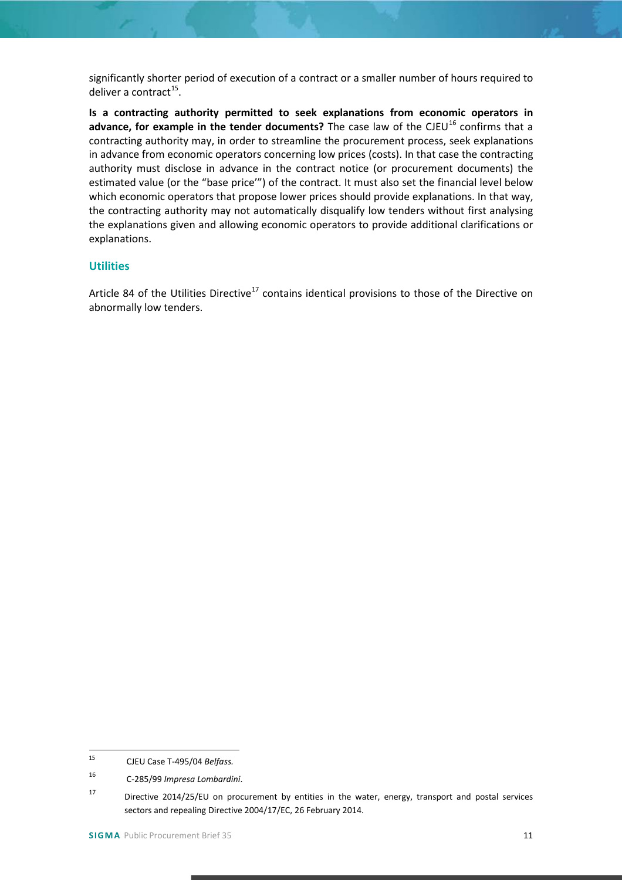significantly shorter period of execution of a contract or a smaller number of hours required to deliver a contract[15].

**Is a contracting authority permitted to seek explanations from economic operators in advance, for example in the tender documents?** The case law of the CJEU[16] confirms that a contracting authority may, in order to streamline the procurement process, seek explanations in advance from economic operators concerning low prices (costs). In that case the contracting authority must disclose in advance in the contract notice (or procurement documents) the estimated value (or the "base price'") of the contract. It must also set the financial level below which economic operators that propose lower prices should provide explanations. In that way, the contracting authority may not automatically disqualify low tenders without first analysing the explanations given and allowing economic operators to provide additional clarifications or explanations.

### Utilities

Article 84 of the Utilities Directive[17] contains identical provisions to those of the Directive on abnormally low tenders.

---

[15] CJEU Case T-495/04 *Belfass.*

[16] C-285/99 *Impresa Lombardini*.

[17] Directive 2014/25/EU on procurement by entities in the water, energy, transport and postal services sectors and repealing Directive 2004/17/EC, 26 February 2014.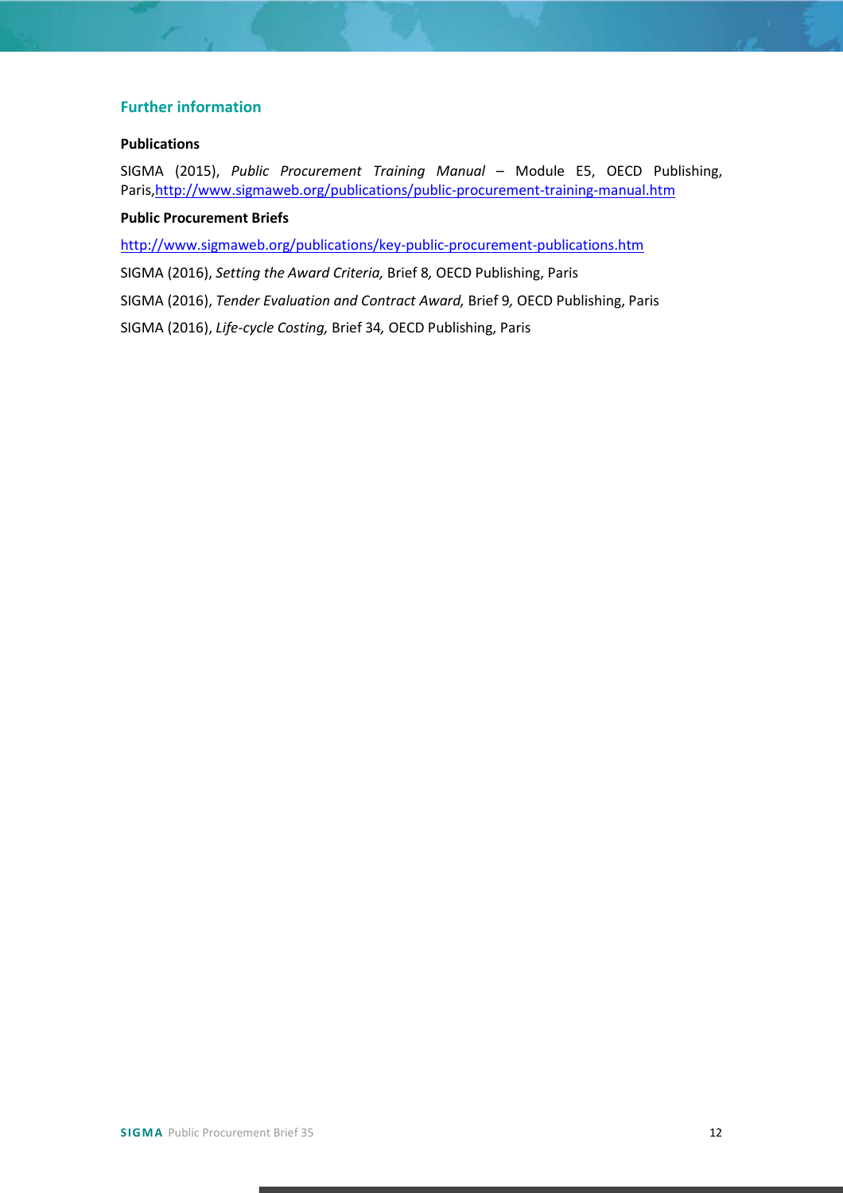## Further information

### Publications

SIGMA (2015), *Public Procurement Training Manual* – Module E5, OECD Publishing, Paris,http://www.sigmaweb.org/publications/public-procurement-training-manual.htm

### Public Procurement Briefs

http://www.sigmaweb.org/publications/key-public-procurement-publications.htm

SIGMA (2016), *Setting the Award Criteria,* Brief 8*,* OECD Publishing, Paris

SIGMA (2016), *Tender Evaluation and Contract Award,* Brief 9*,* OECD Publishing, Paris

SIGMA (2016), *Life-cycle Costing,* Brief 34*,* OECD Publishing, Paris